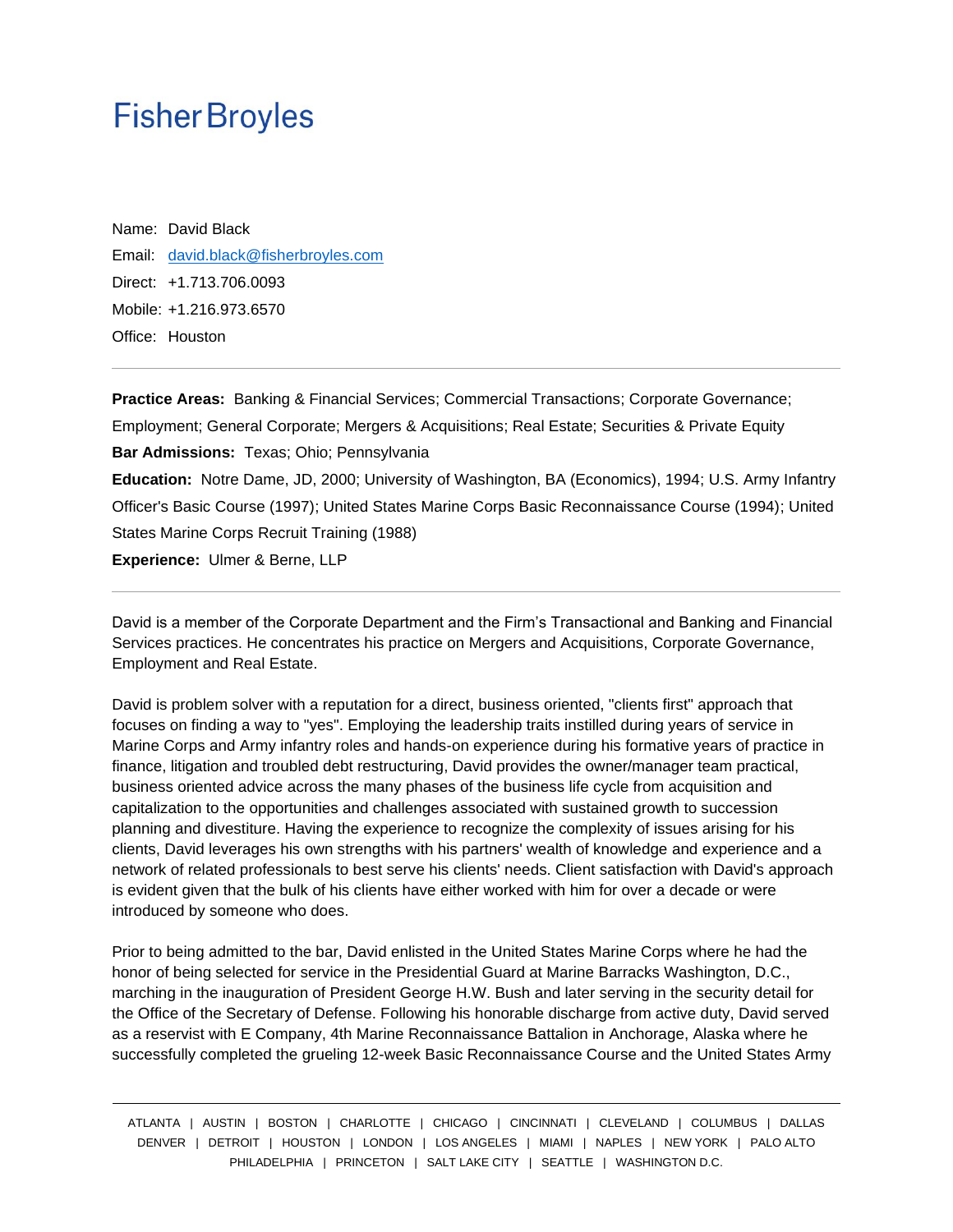# Fisher Broyles

Name: David Black

Email: david.black@fisherbroyles.com

Direct: +1.713.706.0093

Mobile: +1.216.973.6570

Office: Houston

---

**Practice Areas:** Banking & Financial Services; Commercial Transactions; Corporate Governance; Employment; General Corporate; Mergers & Acquisitions; Real Estate; Securities & Private Equity

**Bar Admissions:** Texas; Ohio; Pennsylvania

**Education:** Notre Dame, JD, 2000; University of Washington, BA (Economics), 1994; U.S. Army Infantry Officer's Basic Course (1997); United States Marine Corps Basic Reconnaissance Course (1994); United States Marine Corps Recruit Training (1988)

**Experience:** Ulmer & Berne, LLP

---

David is a member of the Corporate Department and the Firm's Transactional and Banking and Financial Services practices. He concentrates his practice on Mergers and Acquisitions, Corporate Governance, Employment and Real Estate.

David is problem solver with a reputation for a direct, business oriented, "clients first" approach that focuses on finding a way to "yes". Employing the leadership traits instilled during years of service in Marine Corps and Army infantry roles and hands-on experience during his formative years of practice in finance, litigation and troubled debt restructuring, David provides the owner/manager team practical, business oriented advice across the many phases of the business life cycle from acquisition and capitalization to the opportunities and challenges associated with sustained growth to succession planning and divestiture. Having the experience to recognize the complexity of issues arising for his clients, David leverages his own strengths with his partners' wealth of knowledge and experience and a network of related professionals to best serve his clients' needs. Client satisfaction with David's approach is evident given that the bulk of his clients have either worked with him for over a decade or were introduced by someone who does.

Prior to being admitted to the bar, David enlisted in the United States Marine Corps where he had the honor of being selected for service in the Presidential Guard at Marine Barracks Washington, D.C., marching in the inauguration of President George H.W. Bush and later serving in the security detail for the Office of the Secretary of Defense. Following his honorable discharge from active duty, David served as a reservist with E Company, 4th Marine Reconnaissance Battalion in Anchorage, Alaska where he successfully completed the grueling 12-week Basic Reconnaissance Course and the United States Army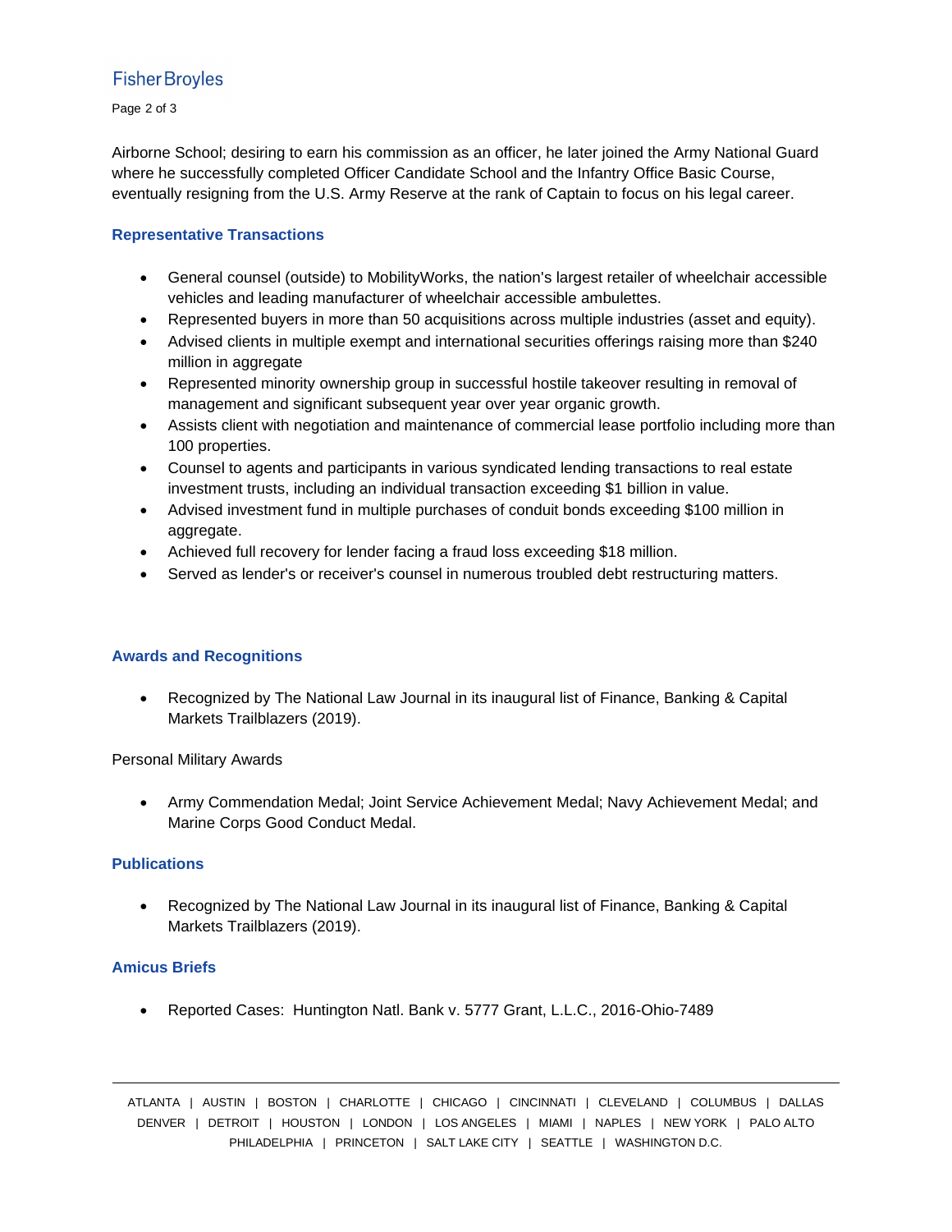Airborne School; desiring to earn his commission as an officer, he later joined the Army National Guard where he successfully completed Officer Candidate School and the Infantry Office Basic Course, eventually resigning from the U.S. Army Reserve at the rank of Captain to focus on his legal career.

### Representative Transactions

- General counsel (outside) to MobilityWorks, the nation's largest retailer of wheelchair accessible vehicles and leading manufacturer of wheelchair accessible ambulettes.
- Represented buyers in more than 50 acquisitions across multiple industries (asset and equity).
- Advised clients in multiple exempt and international securities offerings raising more than $240 million in aggregate
- Represented minority ownership group in successful hostile takeover resulting in removal of management and significant subsequent year over year organic growth.
- Assists client with negotiation and maintenance of commercial lease portfolio including more than 100 properties.
- Counsel to agents and participants in various syndicated lending transactions to real estate investment trusts, including an individual transaction exceeding $1 billion in value.
- Advised investment fund in multiple purchases of conduit bonds exceeding $100 million in aggregate.
- Achieved full recovery for lender facing a fraud loss exceeding $18 million.
- Served as lender's or receiver's counsel in numerous troubled debt restructuring matters.

### Awards and Recognitions

- Recognized by The National Law Journal in its inaugural list of Finance, Banking & Capital Markets Trailblazers (2019).

Personal Military Awards

- Army Commendation Medal; Joint Service Achievement Medal; Navy Achievement Medal; and Marine Corps Good Conduct Medal.

### Publications

- Recognized by The National Law Journal in its inaugural list of Finance, Banking & Capital Markets Trailblazers (2019).

### Amicus Briefs

- Reported Cases: Huntington Natl. Bank v. 5777 Grant, L.L.C., 2016-Ohio-7489